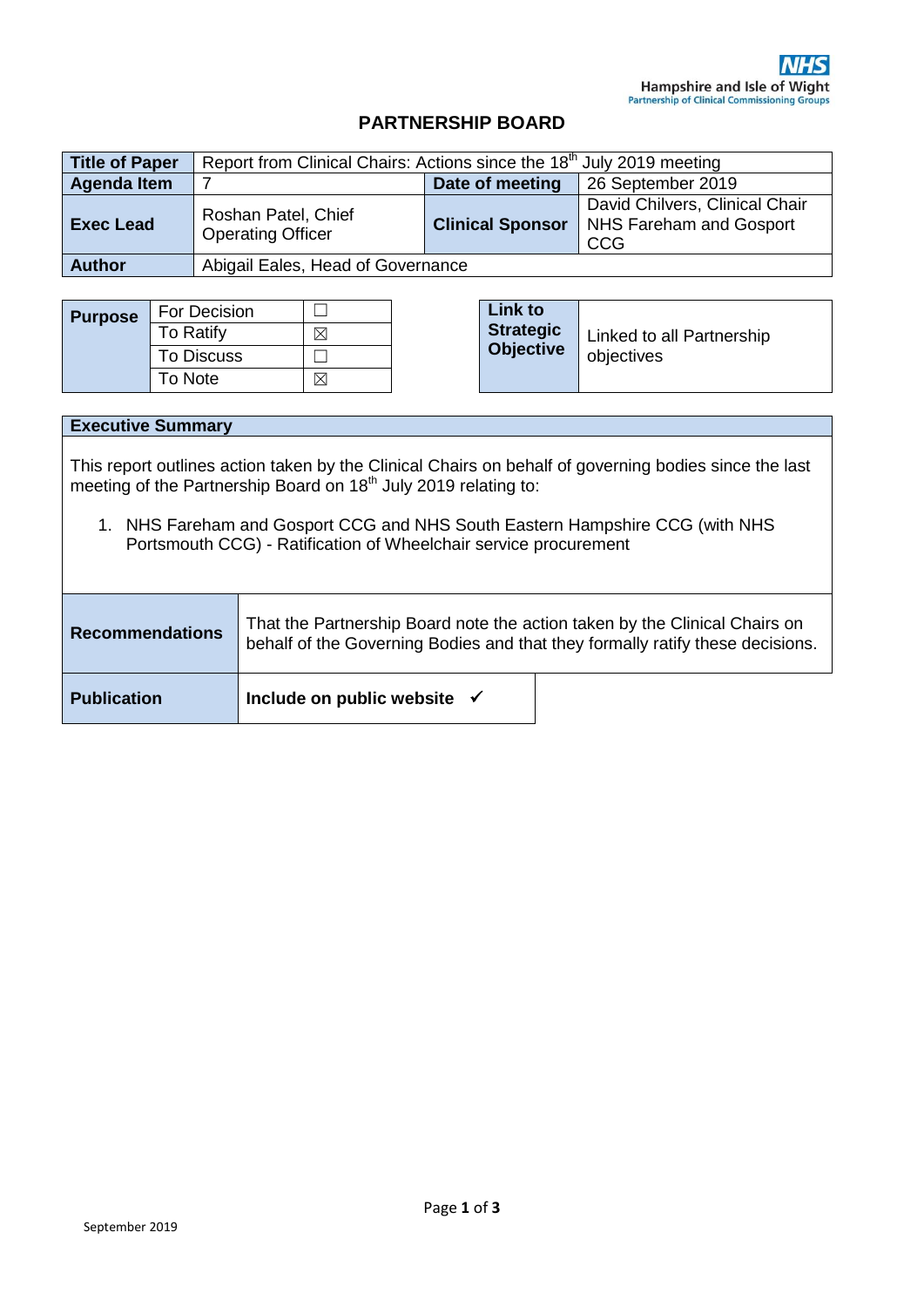NHS Hampshire and Isle of Wight
Partnership of Clinical Commissioning Groups

# PARTNERSHIP BOARD

| Title of Paper | Report from Clinical Chairs: Actions since the 18th July 2019 meeting | | |
|---|---|---|---|
| Agenda Item | 7 | Date of meeting | 26 September 2019 |
| Exec Lead | Roshan Patel, Chief Operating Officer | Clinical Sponsor | David Chilvers, Clinical Chair NHS Fareham and Gosport CCG |
| Author | Abigail Eales, Head of Governance | | |

| Purpose | | |
|---|---|---|
| | For Decision | ☐ |
| | To Ratify | ☒ |
| | To Discuss | ☐ |
| | To Note | ☒ |

| Link to Strategic Objective | Linked to all Partnership objectives |
|---|---|

## Executive Summary

This report outlines action taken by the Clinical Chairs on behalf of governing bodies since the last meeting of the Partnership Board on 18th July 2019 relating to:

1. NHS Fareham and Gosport CCG and NHS South Eastern Hampshire CCG (with NHS Portsmouth CCG) - Ratification of Wheelchair service procurement

| Recommendations | That the Partnership Board note the action taken by the Clinical Chairs on behalf of the Governing Bodies and that they formally ratify these decisions. |
|---|---|
| Publication | Include on public website ✓ |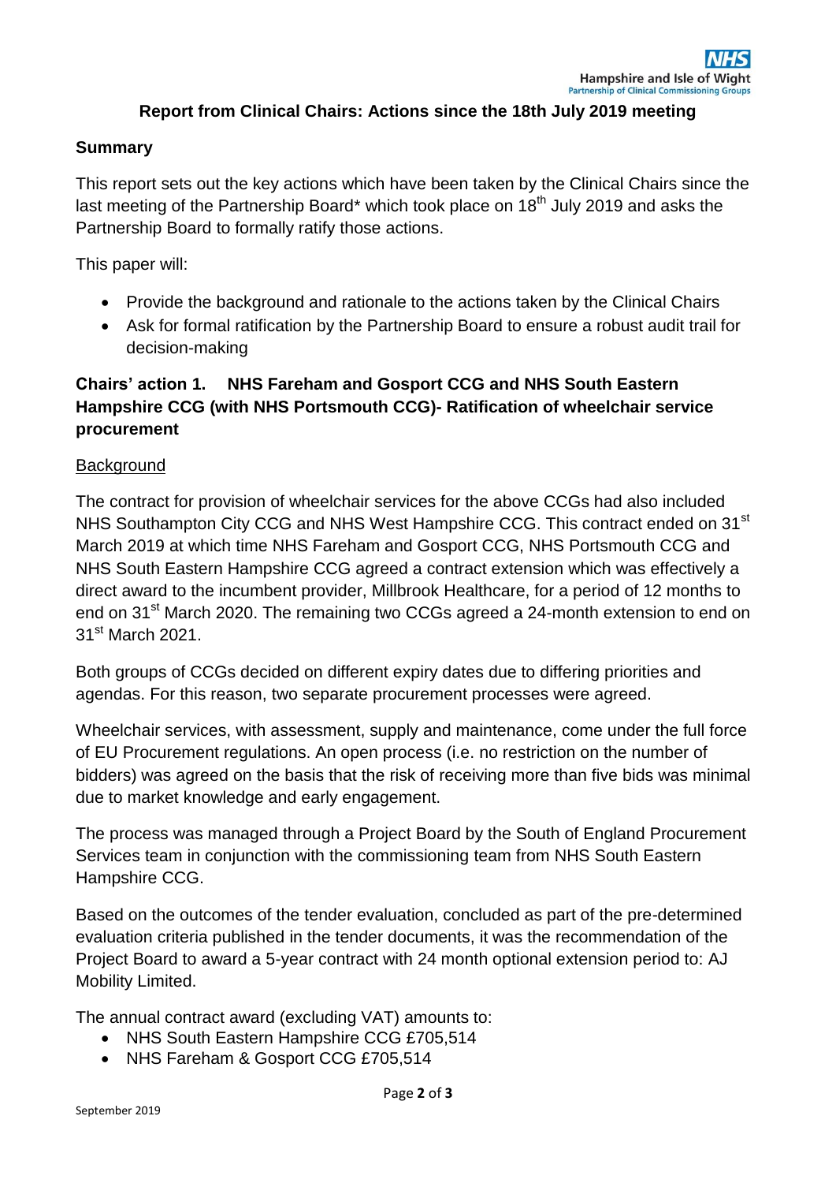## Report from Clinical Chairs: Actions since the 18th July 2019 meeting

### Summary

This report sets out the key actions which have been taken by the Clinical Chairs since the last meeting of the Partnership Board* which took place on 18th July 2019 and asks the Partnership Board to formally ratify those actions.

This paper will:

- Provide the background and rationale to the actions taken by the Clinical Chairs
- Ask for formal ratification by the Partnership Board to ensure a robust audit trail for decision-making

### Chairs' action 1. NHS Fareham and Gosport CCG and NHS South Eastern Hampshire CCG (with NHS Portsmouth CCG)- Ratification of wheelchair service procurement

Background

The contract for provision of wheelchair services for the above CCGs had also included NHS Southampton City CCG and NHS West Hampshire CCG. This contract ended on 31st March 2019 at which time NHS Fareham and Gosport CCG, NHS Portsmouth CCG and NHS South Eastern Hampshire CCG agreed a contract extension which was effectively a direct award to the incumbent provider, Millbrook Healthcare, for a period of 12 months to end on 31st March 2020. The remaining two CCGs agreed a 24-month extension to end on 31st March 2021.

Both groups of CCGs decided on different expiry dates due to differing priorities and agendas. For this reason, two separate procurement processes were agreed.

Wheelchair services, with assessment, supply and maintenance, come under the full force of EU Procurement regulations. An open process (i.e. no restriction on the number of bidders) was agreed on the basis that the risk of receiving more than five bids was minimal due to market knowledge and early engagement.

The process was managed through a Project Board by the South of England Procurement Services team in conjunction with the commissioning team from NHS South Eastern Hampshire CCG.

Based on the outcomes of the tender evaluation, concluded as part of the pre-determined evaluation criteria published in the tender documents, it was the recommendation of the Project Board to award a 5-year contract with 24 month optional extension period to: AJ Mobility Limited.

The annual contract award (excluding VAT) amounts to:

- NHS South Eastern Hampshire CCG £705,514
- NHS Fareham & Gosport CCG £705,514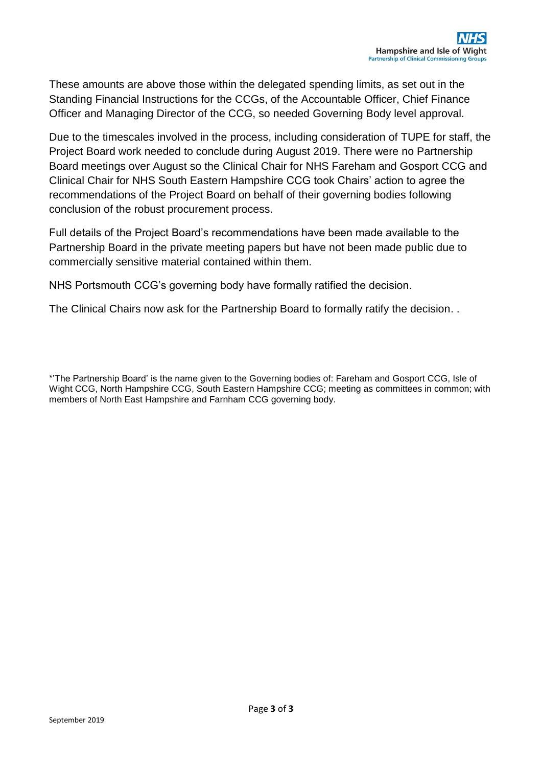These amounts are above those within the delegated spending limits, as set out in the Standing Financial Instructions for the CCGs, of the Accountable Officer, Chief Finance Officer and Managing Director of the CCG, so needed Governing Body level approval.

Due to the timescales involved in the process, including consideration of TUPE for staff, the Project Board work needed to conclude during August 2019. There were no Partnership Board meetings over August so the Clinical Chair for NHS Fareham and Gosport CCG and Clinical Chair for NHS South Eastern Hampshire CCG took Chairs' action to agree the recommendations of the Project Board on behalf of their governing bodies following conclusion of the robust procurement process.

Full details of the Project Board's recommendations have been made available to the Partnership Board in the private meeting papers but have not been made public due to commercially sensitive material contained within them.

NHS Portsmouth CCG's governing body have formally ratified the decision.

The Clinical Chairs now ask for the Partnership Board to formally ratify the decision. .

*'The Partnership Board' is the name given to the Governing bodies of: Fareham and Gosport CCG, Isle of Wight CCG, North Hampshire CCG, South Eastern Hampshire CCG; meeting as committees in common; with members of North East Hampshire and Farnham CCG governing body.